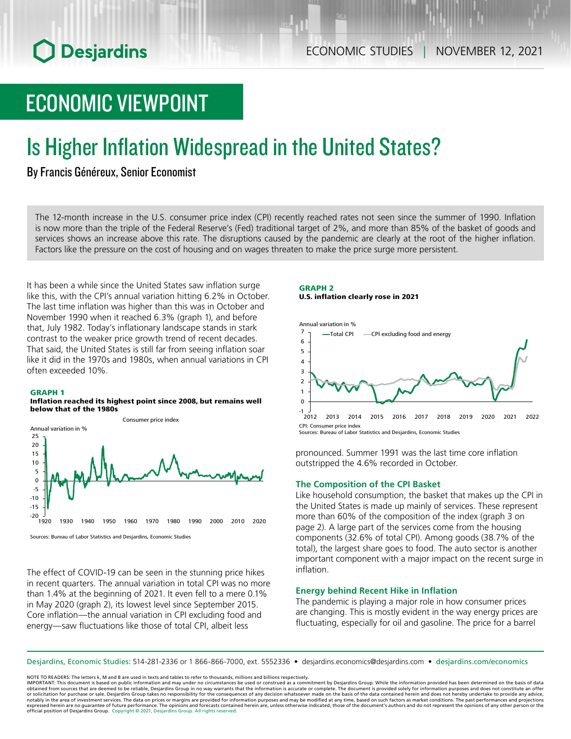# ECONOMIC VIEWPOINT

# Is Higher Inflation Widespread in the United States?

By Francis Généreux, Senior Economist

The 12-month increase in the U.S. consumer price index (CPI) recently reached rates not seen since the summer of 1990. Inflation is now more than the triple of the Federal Reserve's (Fed) traditional target of 2%, and more than 85% of the basket of goods and services shows an increase above this rate. The disruptions caused by the pandemic are clearly at the root of the higher inflation. Factors like the pressure on the cost of housing and on wages threaten to make the price surge more persistent.

It has been a while since the United States saw inflation surge like this, with the CPI's annual variation hitting 6.2% in October. The last time inflation was higher than this was in October and November 1990 when it reached 6.3% (graph 1), and before that, July 1982. Today's inflationary landscape stands in stark contrast to the weaker price growth trend of recent decades. That said, the United States is still far from seeing inflation soar like it did in the 1970s and 1980s, when annual variations in CPI often exceeded 10%.

**GRAPH 1**
**Inflation reached its highest point since 2008, but remains well below that of the 1980s**

Sources: Bureau of Labor Statistics and Desjardins, Economic Studies

The effect of COVID-19 can be seen in the stunning price hikes in recent quarters. The annual variation in total CPI was no more than 1.4% at the beginning of 2021. It even fell to a mere 0.1% in May 2020 (graph 2), its lowest level since September 2015. Core inflation—the annual variation in CPI excluding food and energy—saw fluctuations like those of total CPI, albeit less pronounced. Summer 1991 was the last time core inflation outstripped the 4.6% recorded in October.

**GRAPH 2**
**U.S. inflation clearly rose in 2021**

CPI: Consumer price index
Sources: Bureau of Labor Statistics and Desjardins, Economic Studies

### The Composition of the CPI Basket

Like household consumption, the basket that makes up the CPI in the United States is made up mainly of services. These represent more than 60% of the composition of the index (graph 3 on page 2). A large part of the services come from the housing components (32.6% of total CPI). Among goods (38.7% of the total), the largest share goes to food. The auto sector is another important component with a major impact on the recent surge in inflation.

### Energy behind Recent Hike in Inflation

The pandemic is playing a major role in how consumer prices are changing. This is mostly evident in the way energy prices are fluctuating, especially for oil and gasoline. The price for a barrel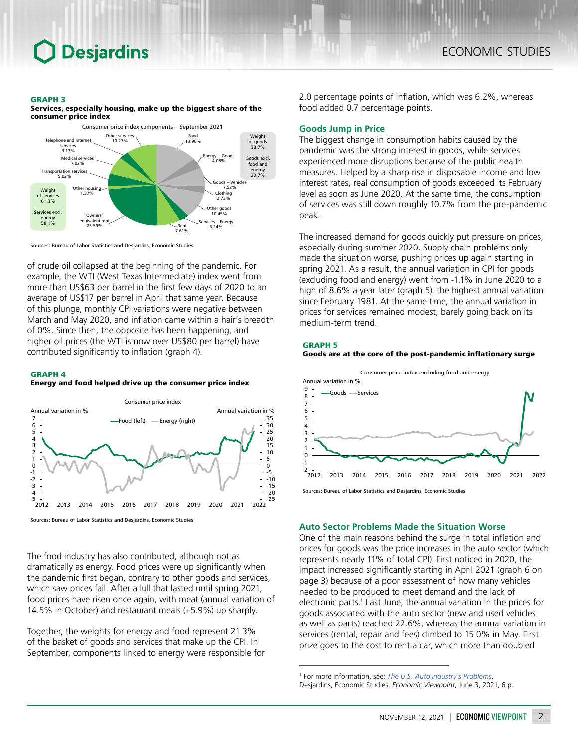**GRAPH 3**
**Services, especially housing, make up the biggest share of the consumer price index**

Consumer price index components – September 2021

Sources: Bureau of Labor Statistics and Desjardins, Economic Studies

of crude oil collapsed at the beginning of the pandemic. For example, the WTI (West Texas Intermediate) index went from more than US$63 per barrel in the first few days of 2020 to an average of US$17 per barrel in April that same year. Because of this plunge, monthly CPI variations were negative between March and May 2020, and inflation came within a hair's breadth of 0%. Since then, the opposite has been happening, and higher oil prices (the WTI is now over US$80 per barrel) have contributed significantly to inflation (graph 4).

**GRAPH 4**
**Energy and food helped drive up the consumer price index**

Consumer price index

Sources: Bureau of Labor Statistics and Desjardins, Economic Studies

The food industry has also contributed, although not as dramatically as energy. Food prices were up significantly when the pandemic first began, contrary to other goods and services, which saw prices fall. After a lull that lasted until spring 2021, food prices have risen once again, with meat (annual variation of 14.5% in October) and restaurant meals (+5.9%) up sharply.

Together, the weights for energy and food represent 21.3% of the basket of goods and services that make up the CPI. In September, components linked to energy were responsible for 2.0 percentage points of inflation, which was 6.2%, whereas food added 0.7 percentage points.

## Goods Jump in Price

The biggest change in consumption habits caused by the pandemic was the strong interest in goods, while services experienced more disruptions because of the public health measures. Helped by a sharp rise in disposable income and low interest rates, real consumption of goods exceeded its February level as soon as June 2020. At the same time, the consumption of services was still down roughly 10.7% from the pre-pandemic peak.

The increased demand for goods quickly put pressure on prices, especially during summer 2020. Supply chain problems only made the situation worse, pushing prices up again starting in spring 2021. As a result, the annual variation in CPI for goods (excluding food and energy) went from -1.1% in June 2020 to a high of 8.6% a year later (graph 5), the highest annual variation since February 1981. At the same time, the annual variation in prices for services remained modest, barely going back on its medium-term trend.

**GRAPH 5**
**Goods are at the core of the post-pandemic inflationary surge**

Consumer price index excluding food and energy

Sources: Bureau of Labor Statistics and Desjardins, Economic Studies

## Auto Sector Problems Made the Situation Worse

One of the main reasons behind the surge in total inflation and prices for goods was the price increases in the auto sector (which represents nearly 11% of total CPI). First noticed in 2020, the impact increased significantly starting in April 2021 (graph 6 on page 3) because of a poor assessment of how many vehicles needed to be produced to meet demand and the lack of electronic parts.[1] Last June, the annual variation in the prices for goods associated with the auto sector (new and used vehicles as well as parts) reached 22.6%, whereas the annual variation in services (rental, repair and fees) climbed to 15.0% in May. First prize goes to the cost to rent a car, which more than doubled

[1] For more information, see: *The U.S. Auto Industry's Problems*, Desjardins, Economic Studies, *Economic Viewpoint*, June 3, 2021, 6 p.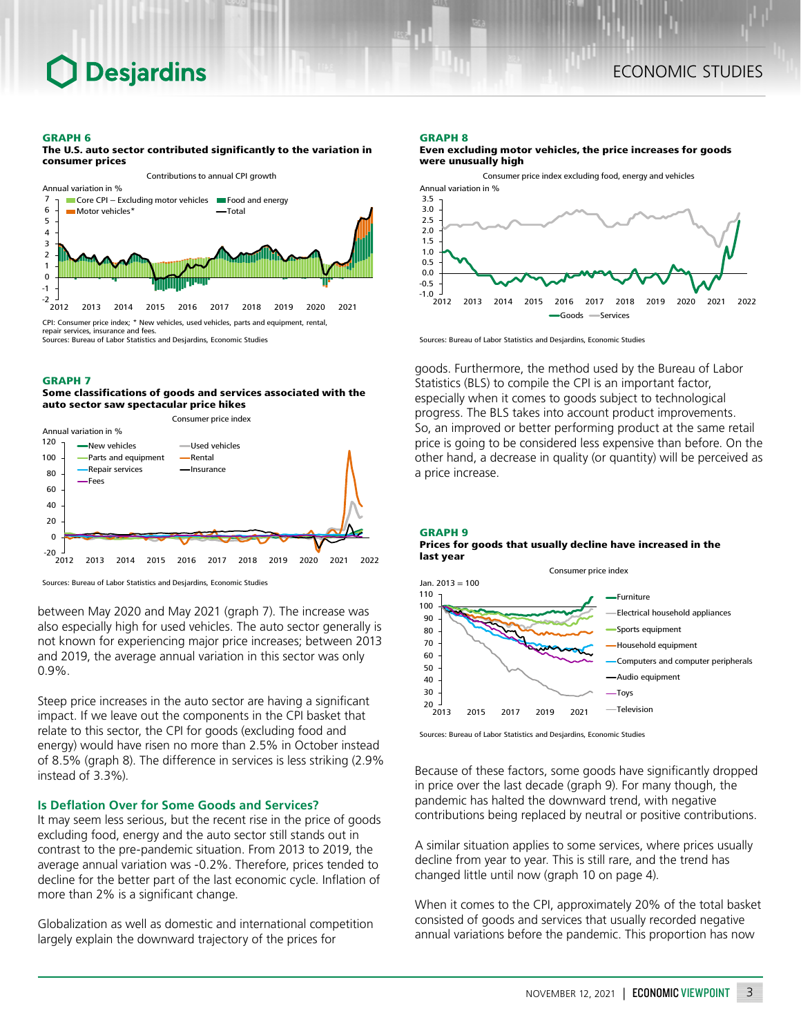**GRAPH 6**
**The U.S. auto sector contributed significantly to the variation in consumer prices**

Contributions to annual CPI growth

CPI: Consumer price index; * New vehicles, used vehicles, parts and equipment, rental, repair services, insurance and fees.
Sources: Bureau of Labor Statistics and Desjardins, Economic Studies

**GRAPH 7**
**Some classifications of goods and services associated with the auto sector saw spectacular price hikes**

Consumer price index

Sources: Bureau of Labor Statistics and Desjardins, Economic Studies

between May 2020 and May 2021 (graph 7). The increase was also especially high for used vehicles. The auto sector generally is not known for experiencing major price increases; between 2013 and 2019, the average annual variation in this sector was only 0.9%.

Steep price increases in the auto sector are having a significant impact. If we leave out the components in the CPI basket that relate to this sector, the CPI for goods (excluding food and energy) would have risen no more than 2.5% in October instead of 8.5% (graph 8). The difference in services is less striking (2.9% instead of 3.3%).

### Is Deflation Over for Some Goods and Services?

It may seem less serious, but the recent rise in the price of goods excluding food, energy and the auto sector still stands out in contrast to the pre-pandemic situation. From 2013 to 2019, the average annual variation was -0.2%. Therefore, prices tended to decline for the better part of the last economic cycle. Inflation of more than 2% is a significant change.

Globalization as well as domestic and international competition largely explain the downward trajectory of the prices for goods. Furthermore, the method used by the Bureau of Labor Statistics (BLS) to compile the CPI is an important factor, especially when it comes to goods subject to technological progress. The BLS takes into account product improvements. So, an improved or better performing product at the same retail price is going to be considered less expensive than before. On the other hand, a decrease in quality (or quantity) will be perceived as a price increase.

**GRAPH 8**
**Even excluding motor vehicles, the price increases for goods were unusually high**

Consumer price index excluding food, energy and vehicles

Sources: Bureau of Labor Statistics and Desjardins, Economic Studies

**GRAPH 9**
**Prices for goods that usually decline have increased in the last year**

Consumer price index

Sources: Bureau of Labor Statistics and Desjardins, Economic Studies

Because of these factors, some goods have significantly dropped in price over the last decade (graph 9). For many though, the pandemic has halted the downward trend, with negative contributions being replaced by neutral or positive contributions.

A similar situation applies to some services, where prices usually decline from year to year. This is still rare, and the trend has changed little until now (graph 10 on page 4).

When it comes to the CPI, approximately 20% of the total basket consisted of goods and services that usually recorded negative annual variations before the pandemic. This proportion has now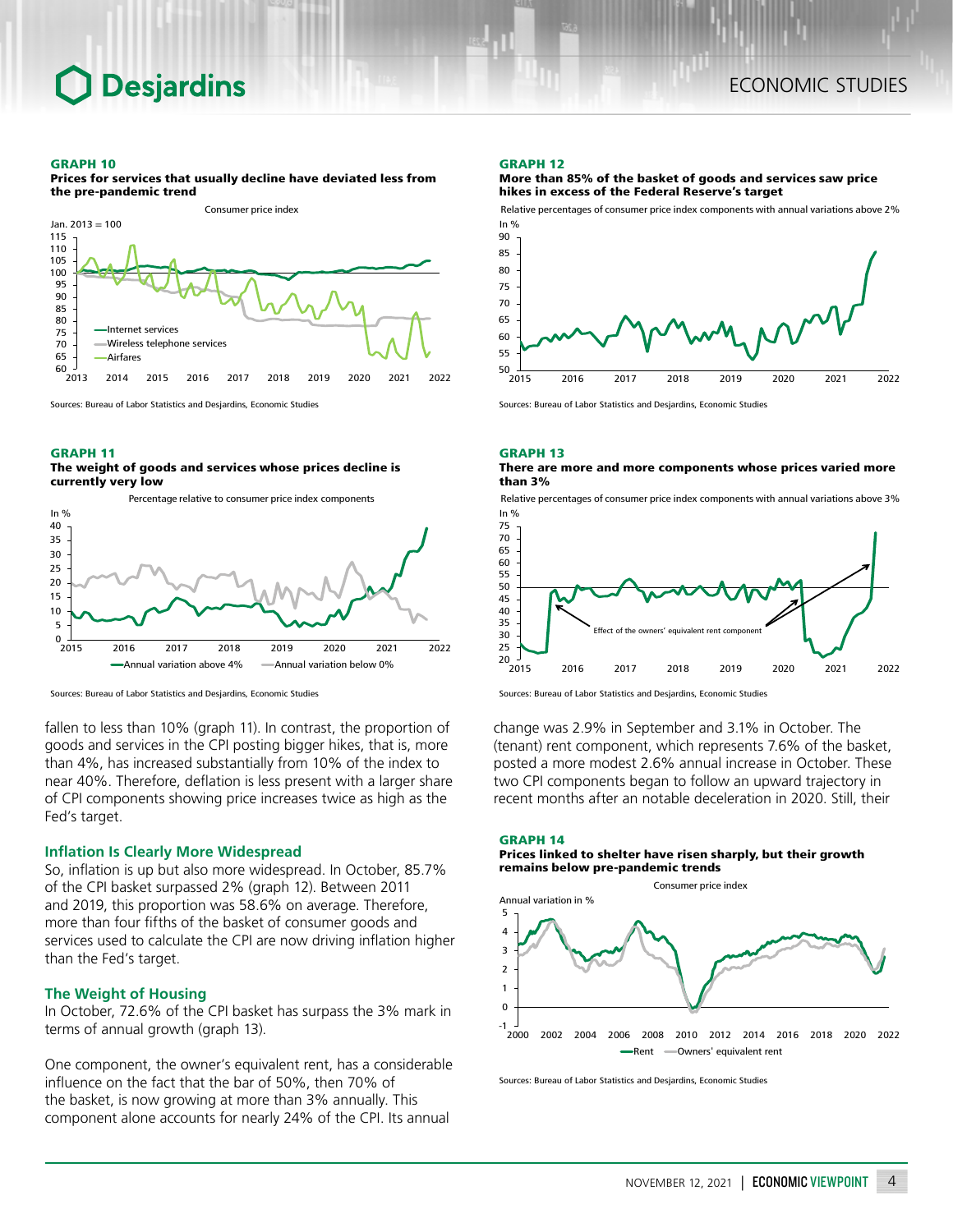**GRAPH 10**
**Prices for services that usually decline have deviated less from the pre-pandemic trend**

Sources: Bureau of Labor Statistics and Desjardins, Economic Studies

**GRAPH 11**
**The weight of goods and services whose prices decline is currently very low**

Sources: Bureau of Labor Statistics and Desjardins, Economic Studies

fallen to less than 10% (graph 11). In contrast, the proportion of goods and services in the CPI posting bigger hikes, that is, more than 4%, has increased substantially from 10% of the index to near 40%. Therefore, deflation is less present with a larger share of CPI components showing price increases twice as high as the Fed's target.

### Inflation Is Clearly More Widespread

So, inflation is up but also more widespread. In October, 85.7% of the CPI basket surpassed 2% (graph 12). Between 2011 and 2019, this proportion was 58.6% on average. Therefore, more than four fifths of the basket of consumer goods and services used to calculate the CPI are now driving inflation higher than the Fed's target.

### The Weight of Housing

In October, 72.6% of the CPI basket has surpass the 3% mark in terms of annual growth (graph 13).

One component, the owner's equivalent rent, has a considerable influence on the fact that the bar of 50%, then 70% of the basket, is now growing at more than 3% annually. This component alone accounts for nearly 24% of the CPI. Its annual change was 2.9% in September and 3.1% in October. The (tenant) rent component, which represents 7.6% of the basket, posted a more modest 2.6% annual increase in October. These two CPI components began to follow an upward trajectory in recent months after an notable deceleration in 2020. Still, their

**GRAPH 12**
**More than 85% of the basket of goods and services saw price hikes in excess of the Federal Reserve's target**

Sources: Bureau of Labor Statistics and Desjardins, Economic Studies

**GRAPH 13**
**There are more and more components whose prices varied more than 3%**

Sources: Bureau of Labor Statistics and Desjardins, Economic Studies

**GRAPH 14**
**Prices linked to shelter have risen sharply, but their growth remains below pre-pandemic trends**

Sources: Bureau of Labor Statistics and Desjardins, Economic Studies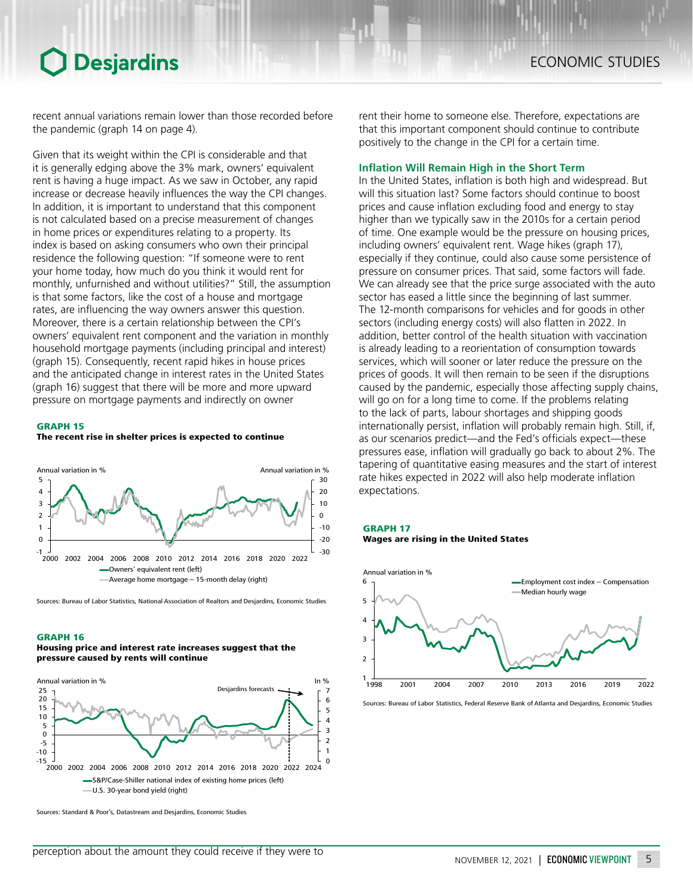recent annual variations remain lower than those recorded before the pandemic (graph 14 on page 4).

Given that its weight within the CPI is considerable and that it is generally edging above the 3% mark, owners' equivalent rent is having a huge impact. As we saw in October, any rapid increase or decrease heavily influences the way the CPI changes. In addition, it is important to understand that this component is not calculated based on a precise measurement of changes in home prices or expenditures relating to a property. Its index is based on asking consumers who own their principal residence the following question: "If someone were to rent your home today, how much do you think it would rent for monthly, unfurnished and without utilities?" Still, the assumption is that some factors, like the cost of a house and mortgage rates, are influencing the way owners answer this question. Moreover, there is a certain relationship between the CPI's owners' equivalent rent component and the variation in monthly household mortgage payments (including principal and interest) (graph 15). Consequently, recent rapid hikes in house prices and the anticipated change in interest rates in the United States (graph 16) suggest that there will be more and more upward pressure on mortgage payments and indirectly on owner perception about the amount they could receive if they were to rent their home to someone else. Therefore, expectations are that this important component should continue to contribute positively to the change in the CPI for a certain time.

**GRAPH 15**
**The recent rise in shelter prices is expected to continue**

Annual variation in %
Annual variation in %
5
4
3
2
1
0
-1
30
20
10
0
-10
-20
-30
2000 2002 2004 2006 2008 2010 2012 2014 2016 2018 2020 2022
Owners' equivalent rent (left)
Average home mortgage – 15-month delay (right)

Sources: Bureau of Labor Statistics, National Association of Realtors and Desjardins, Economic Studies

**GRAPH 16**
**Housing price and interest rate increases suggest that the pressure caused by rents will continue**

Annual variation in %
In %
Desjardins forecasts
25
20
15
10
5
0
-5
-10
-15
7
6
5
4
3
2
1
0
2000 2002 2004 2006 2008 2010 2012 2014 2016 2018 2020 2022 2024
S&P/Case-Shiller national index of existing home prices (left)
U.S. 30-year bond yield (right)

Sources: Standard & Poor's, Datastream and Desjardins, Economic Studies

## Inflation Will Remain High in the Short Term

In the United States, inflation is both high and widespread. But will this situation last? Some factors should continue to boost prices and cause inflation excluding food and energy to stay higher than we typically saw in the 2010s for a certain period of time. One example would be the pressure on housing prices, including owners' equivalent rent. Wage hikes (graph 17), especially if they continue, could also cause some persistence of pressure on consumer prices. That said, some factors will fade. We can already see that the price surge associated with the auto sector has eased a little since the beginning of last summer. The 12-month comparisons for vehicles and for goods in other sectors (including energy costs) will also flatten in 2022. In addition, better control of the health situation with vaccination is already leading to a reorientation of consumption towards services, which will sooner or later reduce the pressure on the prices of goods. It will then remain to be seen if the disruptions caused by the pandemic, especially those affecting supply chains, will go on for a long time to come. If the problems relating to the lack of parts, labour shortages and shipping goods internationally persist, inflation will probably remain high. Still, if, as our scenarios predict—and the Fed's officials expect—these pressures ease, inflation will gradually go back to about 2%. The tapering of quantitative easing measures and the start of interest rate hikes expected in 2022 will also help moderate inflation expectations.

**GRAPH 17**
**Wages are rising in the United States**

Annual variation in %
6
5
4
3
2
1
1998 2001 2004 2007 2010 2013 2016 2019 2022
Employment cost index – Compensation
Median hourly wage

Sources: Bureau of Labor Statistics, Federal Reserve Bank of Atlanta and Desjardins, Economic Studies